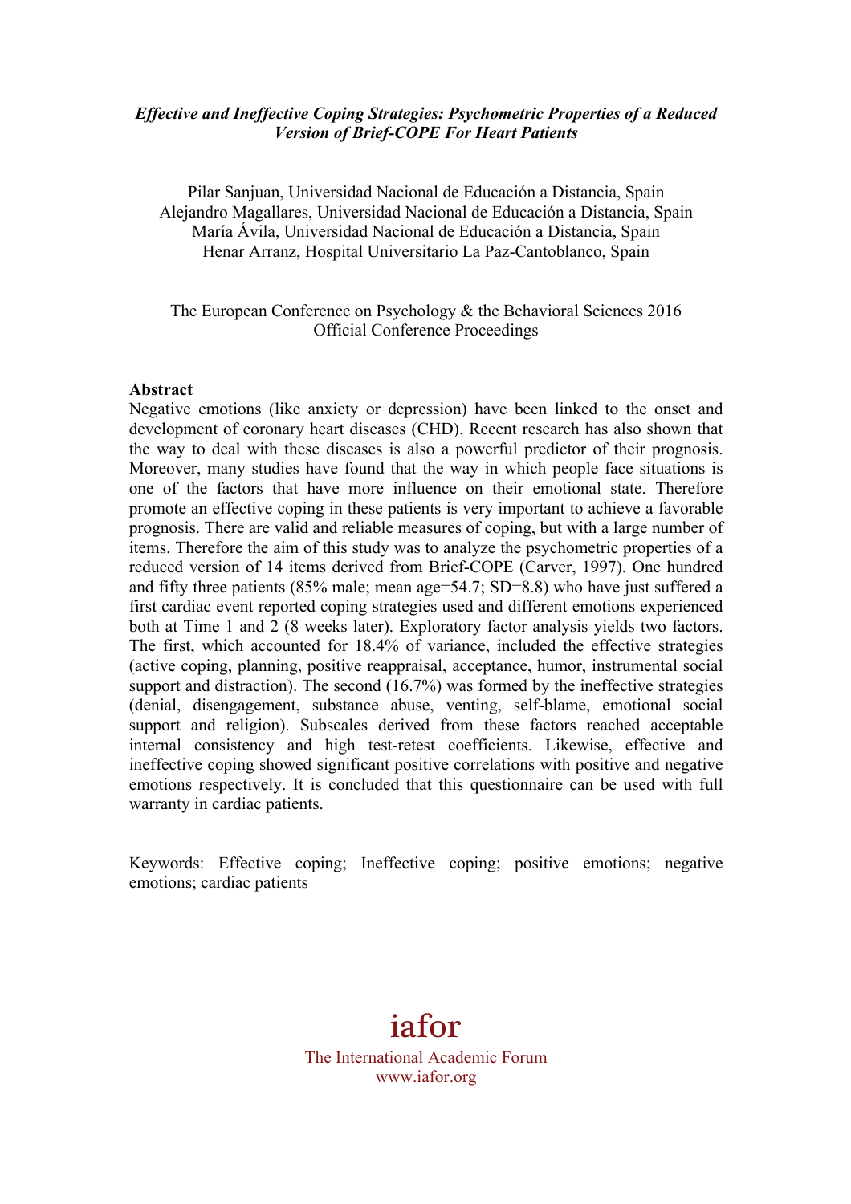# *Effective and Ineffective Coping Strategies: Psychometric Properties of a Reduced Version of Brief-COPE For Heart Patients*

Pilar Sanjuan, Universidad Nacional de Educación a Distancia, Spain
Alejandro Magallares, Universidad Nacional de Educación a Distancia, Spain
María Ávila, Universidad Nacional de Educación a Distancia, Spain
Henar Arranz, Hospital Universitario La Paz-Cantoblanco, Spain

The European Conference on Psychology & the Behavioral Sciences 2016
Official Conference Proceedings

**Abstract**

Negative emotions (like anxiety or depression) have been linked to the onset and development of coronary heart diseases (CHD). Recent research has also shown that the way to deal with these diseases is also a powerful predictor of their prognosis. Moreover, many studies have found that the way in which people face situations is one of the factors that have more influence on their emotional state. Therefore promote an effective coping in these patients is very important to achieve a favorable prognosis. There are valid and reliable measures of coping, but with a large number of items. Therefore the aim of this study was to analyze the psychometric properties of a reduced version of 14 items derived from Brief-COPE (Carver, 1997). One hundred and fifty three patients (85% male; mean age=54.7; SD=8.8) who have just suffered a first cardiac event reported coping strategies used and different emotions experienced both at Time 1 and 2 (8 weeks later). Exploratory factor analysis yields two factors. The first, which accounted for 18.4% of variance, included the effective strategies (active coping, planning, positive reappraisal, acceptance, humor, instrumental social support and distraction). The second (16.7%) was formed by the ineffective strategies (denial, disengagement, substance abuse, venting, self-blame, emotional social support and religion). Subscales derived from these factors reached acceptable internal consistency and high test-retest coefficients. Likewise, effective and ineffective coping showed significant positive correlations with positive and negative emotions respectively. It is concluded that this questionnaire can be used with full warranty in cardiac patients.

Keywords: Effective coping; Ineffective coping; positive emotions; negative emotions; cardiac patients

iafor
The International Academic Forum
www.iafor.org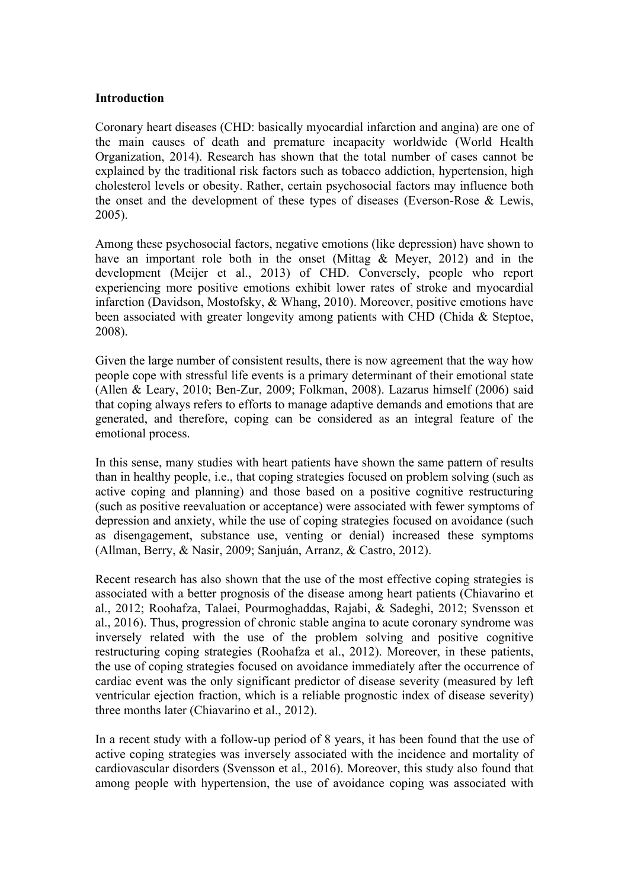**Introduction**

Coronary heart diseases (CHD: basically myocardial infarction and angina) are one of the main causes of death and premature incapacity worldwide (World Health Organization, 2014). Research has shown that the total number of cases cannot be explained by the traditional risk factors such as tobacco addiction, hypertension, high cholesterol levels or obesity. Rather, certain psychosocial factors may influence both the onset and the development of these types of diseases (Everson-Rose & Lewis, 2005).

Among these psychosocial factors, negative emotions (like depression) have shown to have an important role both in the onset (Mittag & Meyer, 2012) and in the development (Meijer et al., 2013) of CHD. Conversely, people who report experiencing more positive emotions exhibit lower rates of stroke and myocardial infarction (Davidson, Mostofsky, & Whang, 2010). Moreover, positive emotions have been associated with greater longevity among patients with CHD (Chida & Steptoe, 2008).

Given the large number of consistent results, there is now agreement that the way how people cope with stressful life events is a primary determinant of their emotional state (Allen & Leary, 2010; Ben-Zur, 2009; Folkman, 2008). Lazarus himself (2006) said that coping always refers to efforts to manage adaptive demands and emotions that are generated, and therefore, coping can be considered as an integral feature of the emotional process.

In this sense, many studies with heart patients have shown the same pattern of results than in healthy people, i.e., that coping strategies focused on problem solving (such as active coping and planning) and those based on a positive cognitive restructuring (such as positive reevaluation or acceptance) were associated with fewer symptoms of depression and anxiety, while the use of coping strategies focused on avoidance (such as disengagement, substance use, venting or denial) increased these symptoms (Allman, Berry, & Nasir, 2009; Sanjuán, Arranz, & Castro, 2012).

Recent research has also shown that the use of the most effective coping strategies is associated with a better prognosis of the disease among heart patients (Chiavarino et al., 2012; Roohafza, Talaei, Pourmoghaddas, Rajabi, & Sadeghi, 2012; Svensson et al., 2016). Thus, progression of chronic stable angina to acute coronary syndrome was inversely related with the use of the problem solving and positive cognitive restructuring coping strategies (Roohafza et al., 2012). Moreover, in these patients, the use of coping strategies focused on avoidance immediately after the occurrence of cardiac event was the only significant predictor of disease severity (measured by left ventricular ejection fraction, which is a reliable prognostic index of disease severity) three months later (Chiavarino et al., 2012).

In a recent study with a follow-up period of 8 years, it has been found that the use of active coping strategies was inversely associated with the incidence and mortality of cardiovascular disorders (Svensson et al., 2016). Moreover, this study also found that among people with hypertension, the use of avoidance coping was associated with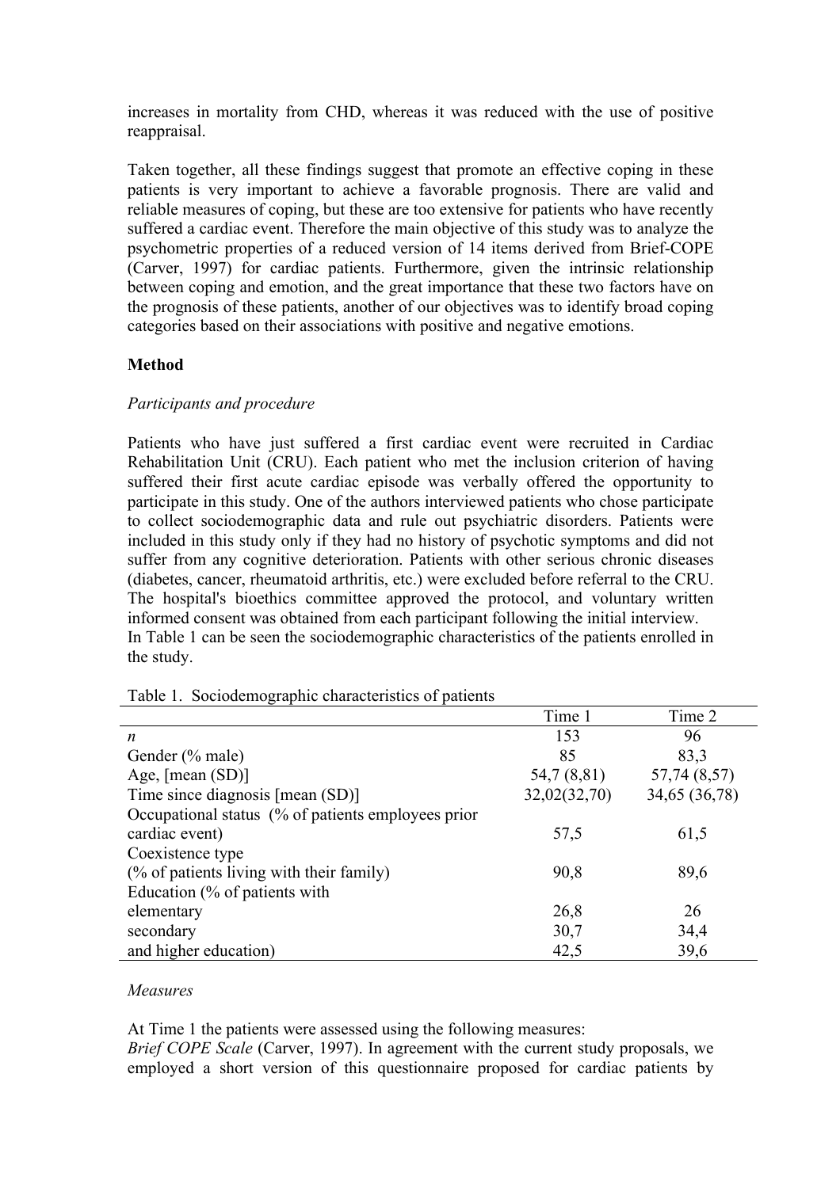increases in mortality from CHD, whereas it was reduced with the use of positive reappraisal.

Taken together, all these findings suggest that promote an effective coping in these patients is very important to achieve a favorable prognosis. There are valid and reliable measures of coping, but these are too extensive for patients who have recently suffered a cardiac event. Therefore the main objective of this study was to analyze the psychometric properties of a reduced version of 14 items derived from Brief-COPE (Carver, 1997) for cardiac patients. Furthermore, given the intrinsic relationship between coping and emotion, and the great importance that these two factors have on the prognosis of these patients, another of our objectives was to identify broad coping categories based on their associations with positive and negative emotions.

## Method

### *Participants and procedure*

Patients who have just suffered a first cardiac event were recruited in Cardiac Rehabilitation Unit (CRU). Each patient who met the inclusion criterion of having suffered their first acute cardiac episode was verbally offered the opportunity to participate in this study. One of the authors interviewed patients who chose participate to collect sociodemographic data and rule out psychiatric disorders. Patients were included in this study only if they had no history of psychotic symptoms and did not suffer from any cognitive deterioration. Patients with other serious chronic diseases (diabetes, cancer, rheumatoid arthritis, etc.) were excluded before referral to the CRU. The hospital's bioethics committee approved the protocol, and voluntary written informed consent was obtained from each participant following the initial interview.
In Table 1 can be seen the sociodemographic characteristics of the patients enrolled in the study.

Table 1. Sociodemographic characteristics of patients

| | Time 1 | Time 2 |
|---|---|---|
| *n* | 153 | 96 |
| Gender (% male) | 85 | 83,3 |
| Age, [mean (SD)] | 54,7 (8,81) | 57,74 (8,57) |
| Time since diagnosis [mean (SD)] | 32,02(32,70) | 34,65 (36,78) |
| Occupational status (% of patients employees prior cardiac event) | 57,5 | 61,5 |
| Coexistence type (% of patients living with their family) | 90,8 | 89,6 |
| Education (% of patients with elementary | 26,8 | 26 |
| secondary | 30,7 | 34,4 |
| and higher education) | 42,5 | 39,6 |

### *Measures*

At Time 1 the patients were assessed using the following measures:
*Brief COPE Scale* (Carver, 1997). In agreement with the current study proposals, we employed a short version of this questionnaire proposed for cardiac patients by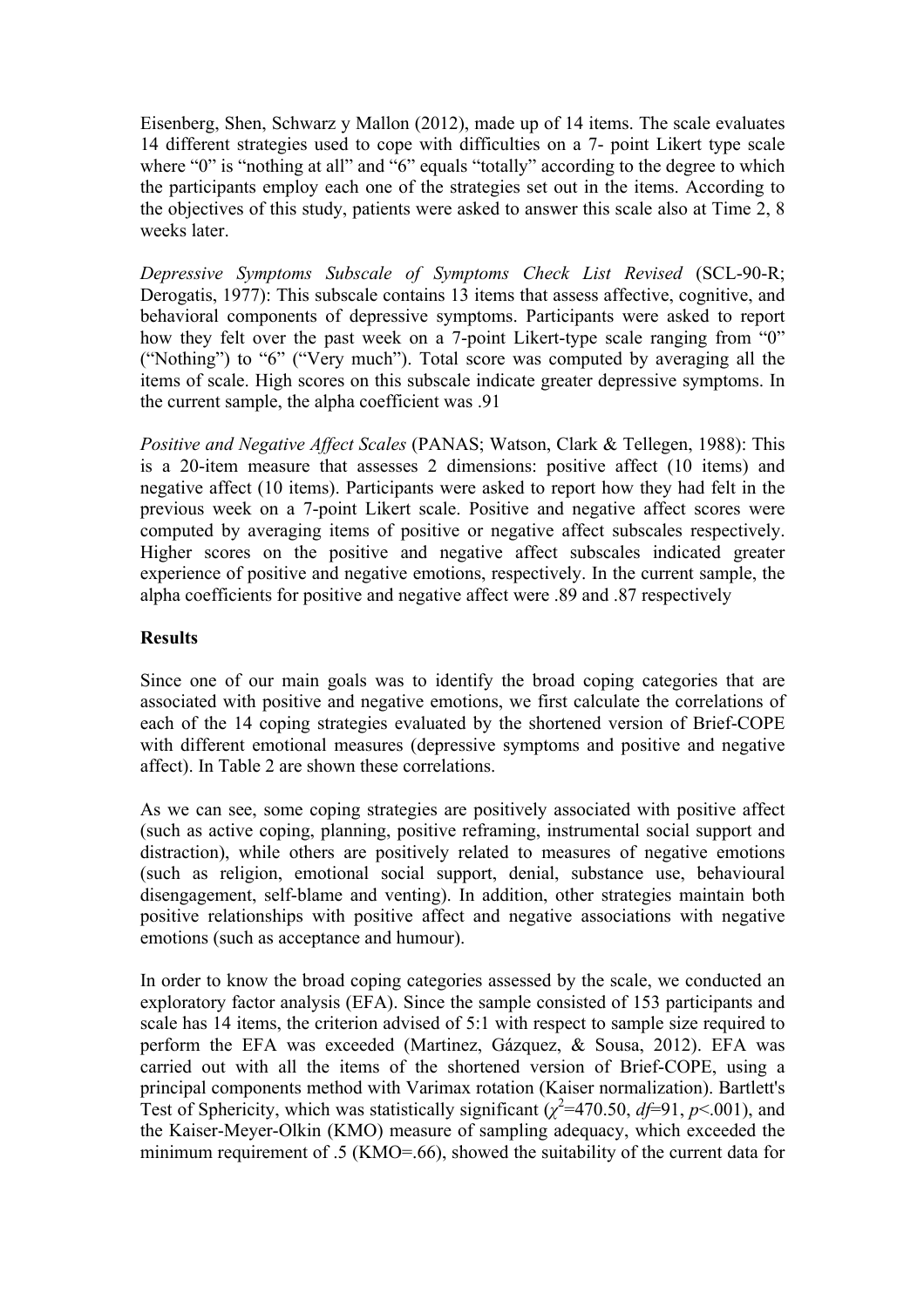Eisenberg, Shen, Schwarz y Mallon (2012), made up of 14 items. The scale evaluates 14 different strategies used to cope with difficulties on a 7- point Likert type scale where "0" is "nothing at all" and "6" equals "totally" according to the degree to which the participants employ each one of the strategies set out in the items. According to the objectives of this study, patients were asked to answer this scale also at Time 2, 8 weeks later.

*Depressive Symptoms Subscale of Symptoms Check List Revised* (SCL-90-R; Derogatis, 1977): This subscale contains 13 items that assess affective, cognitive, and behavioral components of depressive symptoms. Participants were asked to report how they felt over the past week on a 7-point Likert-type scale ranging from "0" ("Nothing") to "6" ("Very much"). Total score was computed by averaging all the items of scale. High scores on this subscale indicate greater depressive symptoms. In the current sample, the alpha coefficient was .91

*Positive and Negative Affect Scales* (PANAS; Watson, Clark & Tellegen, 1988): This is a 20-item measure that assesses 2 dimensions: positive affect (10 items) and negative affect (10 items). Participants were asked to report how they had felt in the previous week on a 7-point Likert scale. Positive and negative affect scores were computed by averaging items of positive or negative affect subscales respectively. Higher scores on the positive and negative affect subscales indicated greater experience of positive and negative emotions, respectively. In the current sample, the alpha coefficients for positive and negative affect were .89 and .87 respectively

**Results**

Since one of our main goals was to identify the broad coping categories that are associated with positive and negative emotions, we first calculate the correlations of each of the 14 coping strategies evaluated by the shortened version of Brief-COPE with different emotional measures (depressive symptoms and positive and negative affect). In Table 2 are shown these correlations.

As we can see, some coping strategies are positively associated with positive affect (such as active coping, planning, positive reframing, instrumental social support and distraction), while others are positively related to measures of negative emotions (such as religion, emotional social support, denial, substance use, behavioural disengagement, self-blame and venting). In addition, other strategies maintain both positive relationships with positive affect and negative associations with negative emotions (such as acceptance and humour).

In order to know the broad coping categories assessed by the scale, we conducted an exploratory factor analysis (EFA). Since the sample consisted of 153 participants and scale has 14 items, the criterion advised of 5:1 with respect to sample size required to perform the EFA was exceeded (Martinez, Gázquez, & Sousa, 2012). EFA was carried out with all the items of the shortened version of Brief-COPE, using a principal components method with Varimax rotation (Kaiser normalization). Bartlett's Test of Sphericity, which was statistically significant ($\chi^2$=470.50, $df$=91, $p$<.001), and the Kaiser-Meyer-Olkin (KMO) measure of sampling adequacy, which exceeded the minimum requirement of .5 (KMO=.66), showed the suitability of the current data for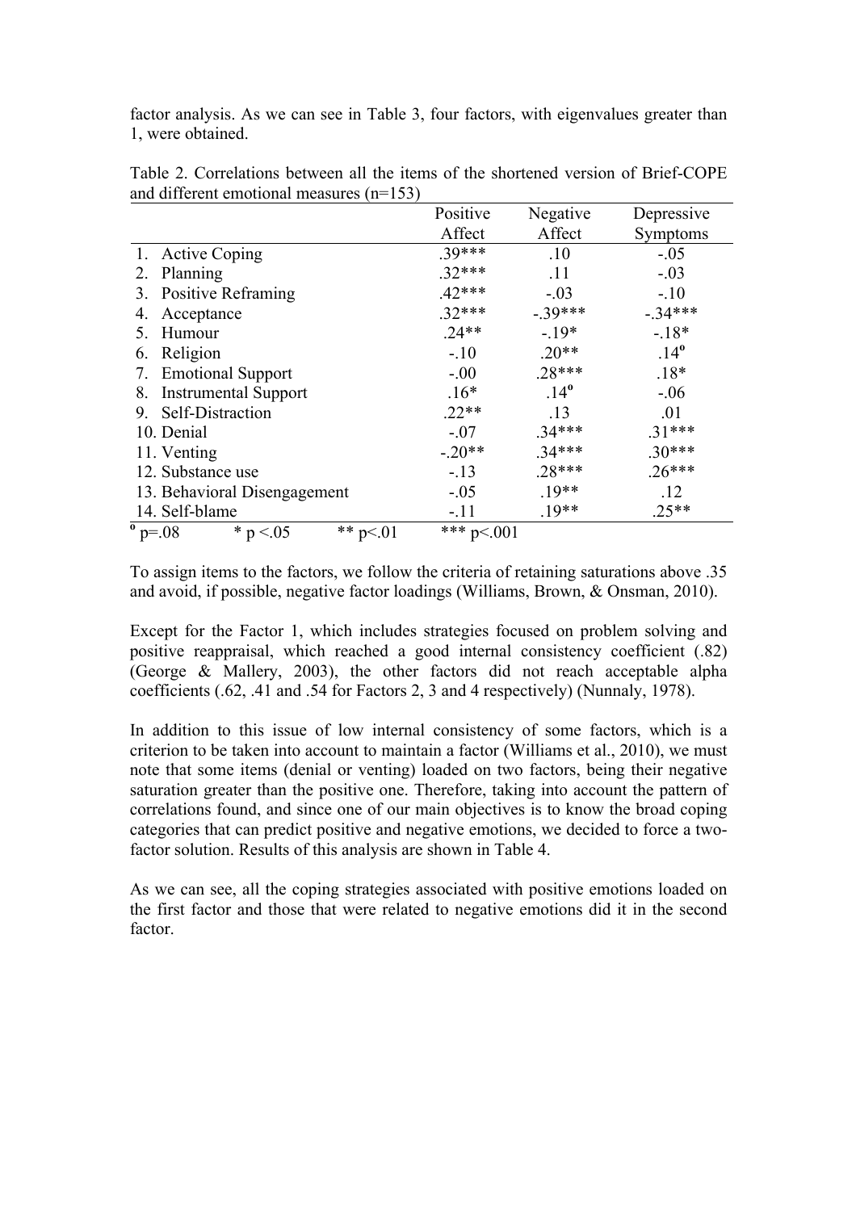factor analysis. As we can see in Table 3, four factors, with eigenvalues greater than 1, were obtained.

Table 2. Correlations between all the items of the shortened version of Brief-COPE and different emotional measures (n=153)

| | Positive Affect | Negative Affect | Depressive Symptoms |
|---|---|---|---|
| 1. Active Coping | .39*** | .10 | -.05 |
| 2. Planning | .32*** | .11 | -.03 |
| 3. Positive Reframing | .42*** | -.03 | -.10 |
| 4. Acceptance | .32*** | -.39*** | -.34*** |
| 5. Humour | .24** | -.19* | -.18* |
| 6. Religion | -.10 | .20** | .14$^{o}$ |
| 7. Emotional Support | -.00 | .28*** | .18* |
| 8. Instrumental Support | .16* | .14$^{o}$ | -.06 |
| 9. Self-Distraction | .22** | .13 | .01 |
| 10. Denial | -.07 | .34*** | .31*** |
| 11. Venting | -.20** | .34*** | .30*** |
| 12. Substance use | -.13 | .28*** | .26*** |
| 13. Behavioral Disengagement | -.05 | .19** | .12 |
| 14. Self-blame | -.11 | .19** | .25** |

$^{o}$ p=.08 &nbsp;&nbsp; * p <.05 &nbsp;&nbsp; ** p<.01 &nbsp;&nbsp; *** p<.001

To assign items to the factors, we follow the criteria of retaining saturations above .35 and avoid, if possible, negative factor loadings (Williams, Brown, & Onsman, 2010).

Except for the Factor 1, which includes strategies focused on problem solving and positive reappraisal, which reached a good internal consistency coefficient (.82) (George & Mallery, 2003), the other factors did not reach acceptable alpha coefficients (.62, .41 and .54 for Factors 2, 3 and 4 respectively) (Nunnaly, 1978).

In addition to this issue of low internal consistency of some factors, which is a criterion to be taken into account to maintain a factor (Williams et al., 2010), we must note that some items (denial or venting) loaded on two factors, being their negative saturation greater than the positive one. Therefore, taking into account the pattern of correlations found, and since one of our main objectives is to know the broad coping categories that can predict positive and negative emotions, we decided to force a two-factor solution. Results of this analysis are shown in Table 4.

As we can see, all the coping strategies associated with positive emotions loaded on the first factor and those that were related to negative emotions did it in the second factor.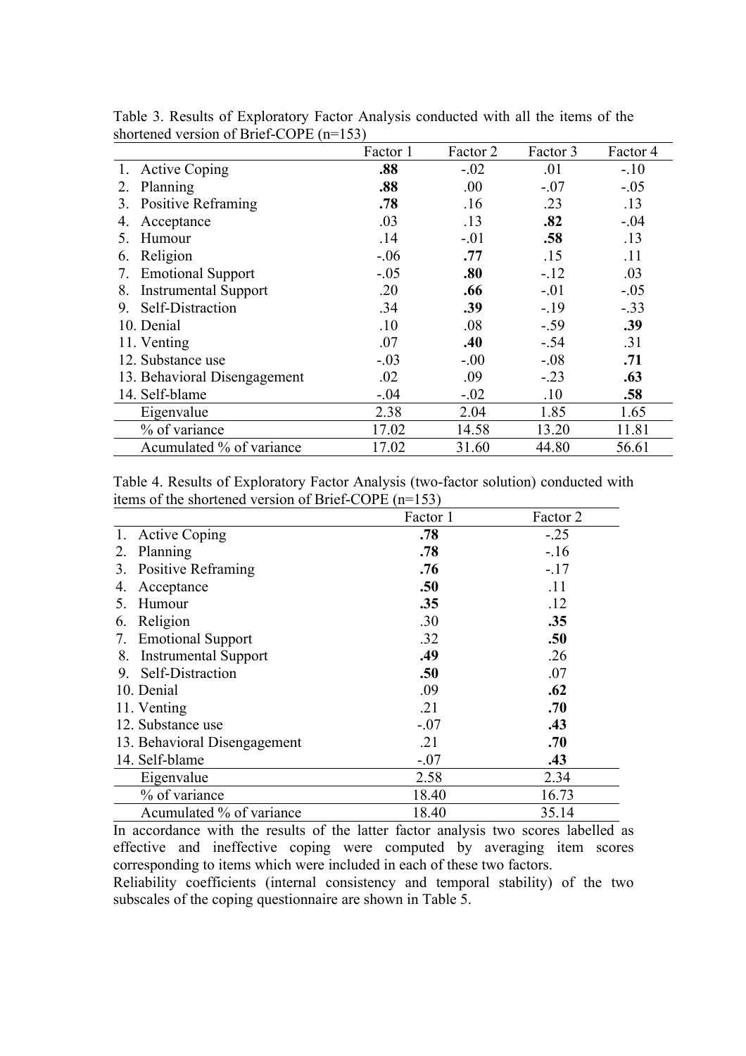Table 3. Results of Exploratory Factor Analysis conducted with all the items of the shortened version of Brief-COPE (n=153)

| | Factor 1 | Factor 2 | Factor 3 | Factor 4 |
|---|---|---|---|---|
| 1. Active Coping | **.88** | -.02 | .01 | -.10 |
| 2. Planning | **.88** | .00 | -.07 | -.05 |
| 3. Positive Reframing | **.78** | .16 | .23 | .13 |
| 4. Acceptance | .03 | .13 | **.82** | -.04 |
| 5. Humour | .14 | -.01 | **.58** | .13 |
| 6. Religion | -.06 | **.77** | .15 | .11 |
| 7. Emotional Support | -.05 | **.80** | -.12 | .03 |
| 8. Instrumental Support | .20 | **.66** | -.01 | -.05 |
| 9. Self-Distraction | .34 | **.39** | -.19 | -.33 |
| 10. Denial | .10 | .08 | -.59 | **.39** |
| 11. Venting | .07 | **.40** | -.54 | .31 |
| 12. Substance use | -.03 | -.00 | -.08 | **.71** |
| 13. Behavioral Disengagement | .02 | .09 | -.23 | **.63** |
| 14. Self-blame | -.04 | -.02 | .10 | **.58** |
| Eigenvalue | 2.38 | 2.04 | 1.85 | 1.65 |
| % of variance | 17.02 | 14.58 | 13.20 | 11.81 |
| Acumulated % of variance | 17.02 | 31.60 | 44.80 | 56.61 |

Table 4. Results of Exploratory Factor Analysis (two-factor solution) conducted with items of the shortened version of Brief-COPE (n=153)

| | Factor 1 | Factor 2 |
|---|---|---|
| 1. Active Coping | **.78** | -.25 |
| 2. Planning | **.78** | -.16 |
| 3. Positive Reframing | **.76** | -.17 |
| 4. Acceptance | **.50** | .11 |
| 5. Humour | **.35** | .12 |
| 6. Religion | .30 | **.35** |
| 7. Emotional Support | .32 | **.50** |
| 8. Instrumental Support | **.49** | .26 |
| 9. Self-Distraction | **.50** | .07 |
| 10. Denial | .09 | **.62** |
| 11. Venting | .21 | **.70** |
| 12. Substance use | -.07 | **.43** |
| 13. Behavioral Disengagement | .21 | **.70** |
| 14. Self-blame | -.07 | **.43** |
| Eigenvalue | 2.58 | 2.34 |
| % of variance | 18.40 | 16.73 |
| Acumulated % of variance | 18.40 | 35.14 |

In accordance with the results of the latter factor analysis two scores labelled as effective and ineffective coping were computed by averaging item scores corresponding to items which were included in each of these two factors.

Reliability coefficients (internal consistency and temporal stability) of the two subscales of the coping questionnaire are shown in Table 5.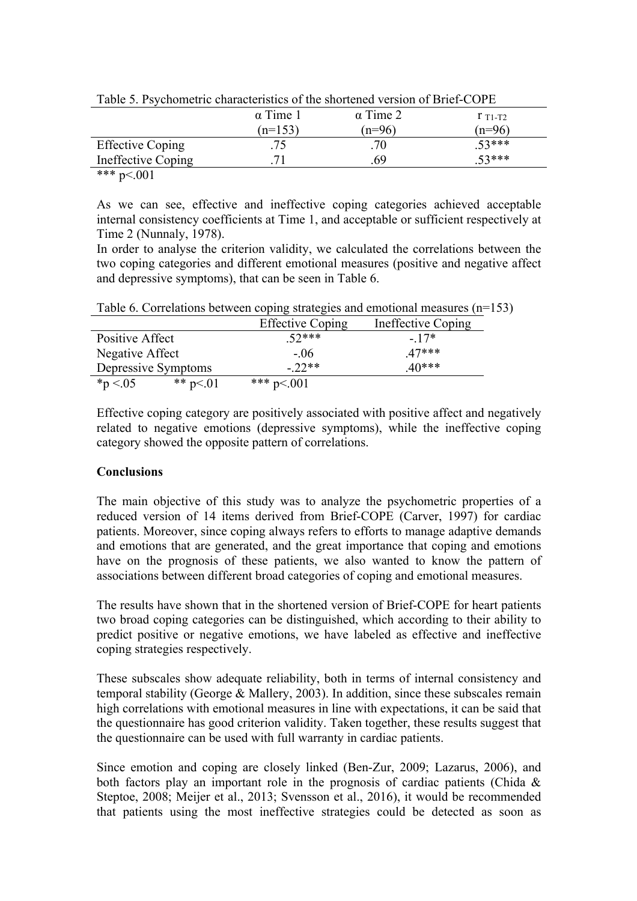Table 5. Psychometric characteristics of the shortened version of Brief-COPE

| | α Time 1 (n=153) | α Time 2 (n=96) | $r_{T1-T2}$ (n=96) |
|---|---|---|---|
| Effective Coping | .75 | .70 | .53*** |
| Ineffective Coping | .71 | .69 | .53*** |

*** p<.001

As we can see, effective and ineffective coping categories achieved acceptable internal consistency coefficients at Time 1, and acceptable or sufficient respectively at Time 2 (Nunnaly, 1978).

In order to analyse the criterion validity, we calculated the correlations between the two coping categories and different emotional measures (positive and negative affect and depressive symptoms), that can be seen in Table 6.

Table 6. Correlations between coping strategies and emotional measures (n=153)

| | Effective Coping | Ineffective Coping |
|---|---|---|
| Positive Affect | .52*** | -.17* |
| Negative Affect | -.06 | .47*** |
| Depressive Symptoms | -.22** | .40*** |

*p <.05 ** p<.01 *** p<.001

Effective coping category are positively associated with positive affect and negatively related to negative emotions (depressive symptoms), while the ineffective coping category showed the opposite pattern of correlations.

**Conclusions**

The main objective of this study was to analyze the psychometric properties of a reduced version of 14 items derived from Brief-COPE (Carver, 1997) for cardiac patients. Moreover, since coping always refers to efforts to manage adaptive demands and emotions that are generated, and the great importance that coping and emotions have on the prognosis of these patients, we also wanted to know the pattern of associations between different broad categories of coping and emotional measures.

The results have shown that in the shortened version of Brief-COPE for heart patients two broad coping categories can be distinguished, which according to their ability to predict positive or negative emotions, we have labeled as effective and ineffective coping strategies respectively.

These subscales show adequate reliability, both in terms of internal consistency and temporal stability (George & Mallery, 2003). In addition, since these subscales remain high correlations with emotional measures in line with expectations, it can be said that the questionnaire has good criterion validity. Taken together, these results suggest that the questionnaire can be used with full warranty in cardiac patients.

Since emotion and coping are closely linked (Ben-Zur, 2009; Lazarus, 2006), and both factors play an important role in the prognosis of cardiac patients (Chida & Steptoe, 2008; Meijer et al., 2013; Svensson et al., 2016), it would be recommended that patients using the most ineffective strategies could be detected as soon as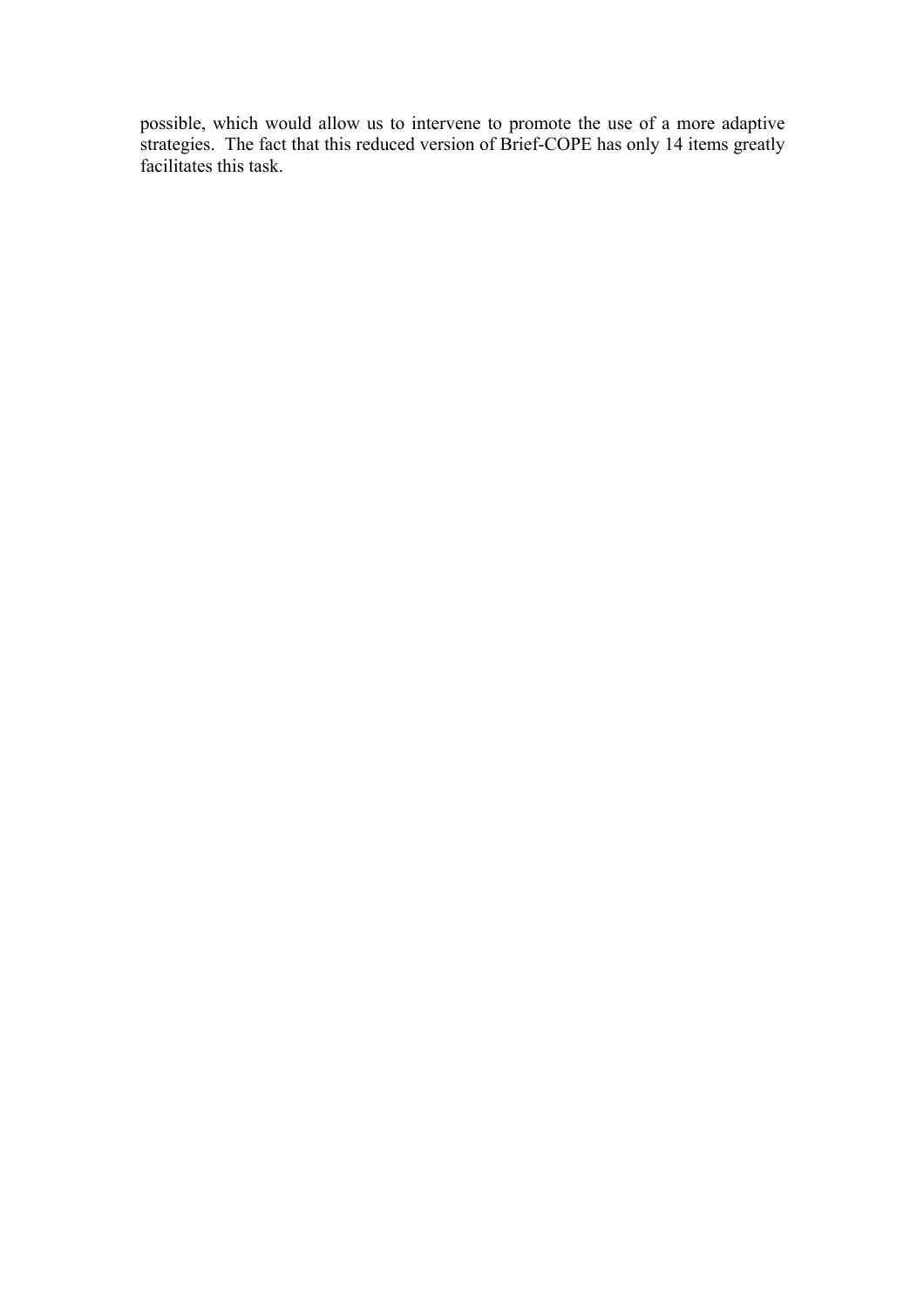possible, which would allow us to intervene to promote the use of a more adaptive strategies. The fact that this reduced version of Brief-COPE has only 14 items greatly facilitates this task.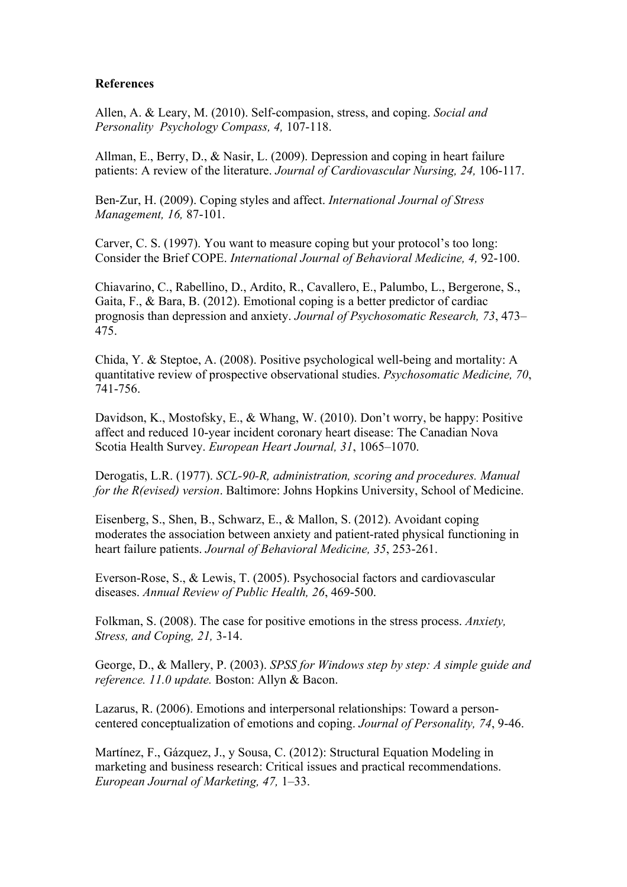**References**

Allen, A. & Leary, M. (2010). Self-compasion, stress, and coping. *Social and Personality Psychology Compass, 4,* 107-118.

Allman, E., Berry, D., & Nasir, L. (2009). Depression and coping in heart failure patients: A review of the literature. *Journal of Cardiovascular Nursing, 24,* 106-117.

Ben-Zur, H. (2009). Coping styles and affect. *International Journal of Stress Management, 16,* 87-101.

Carver, C. S. (1997). You want to measure coping but your protocol's too long: Consider the Brief COPE. *International Journal of Behavioral Medicine, 4,* 92-100.

Chiavarino, C., Rabellino, D., Ardito, R., Cavallero, E., Palumbo, L., Bergerone, S., Gaita, F., & Bara, B. (2012). Emotional coping is a better predictor of cardiac prognosis than depression and anxiety. *Journal of Psychosomatic Research, 73*, 473–475.

Chida, Y. & Steptoe, A. (2008). Positive psychological well-being and mortality: A quantitative review of prospective observational studies. *Psychosomatic Medicine, 70*, 741-756.

Davidson, K., Mostofsky, E., & Whang, W. (2010). Don't worry, be happy: Positive affect and reduced 10-year incident coronary heart disease: The Canadian Nova Scotia Health Survey. *European Heart Journal, 31*, 1065–1070.

Derogatis, L.R. (1977). *SCL-90-R, administration, scoring and procedures. Manual for the R(evised) version*. Baltimore: Johns Hopkins University, School of Medicine.

Eisenberg, S., Shen, B., Schwarz, E., & Mallon, S. (2012). Avoidant coping moderates the association between anxiety and patient-rated physical functioning in heart failure patients. *Journal of Behavioral Medicine, 35*, 253-261.

Everson-Rose, S., & Lewis, T. (2005). Psychosocial factors and cardiovascular diseases. *Annual Review of Public Health, 26*, 469-500.

Folkman, S. (2008). The case for positive emotions in the stress process. *Anxiety, Stress, and Coping, 21,* 3-14.

George, D., & Mallery, P. (2003). *SPSS for Windows step by step: A simple guide and reference. 11.0 update.* Boston: Allyn & Bacon.

Lazarus, R. (2006). Emotions and interpersonal relationships: Toward a person-centered conceptualization of emotions and coping. *Journal of Personality, 74*, 9-46.

Martínez, F., Gázquez, J., y Sousa, C. (2012): Structural Equation Modeling in marketing and business research: Critical issues and practical recommendations. *European Journal of Marketing, 47,* 1–33.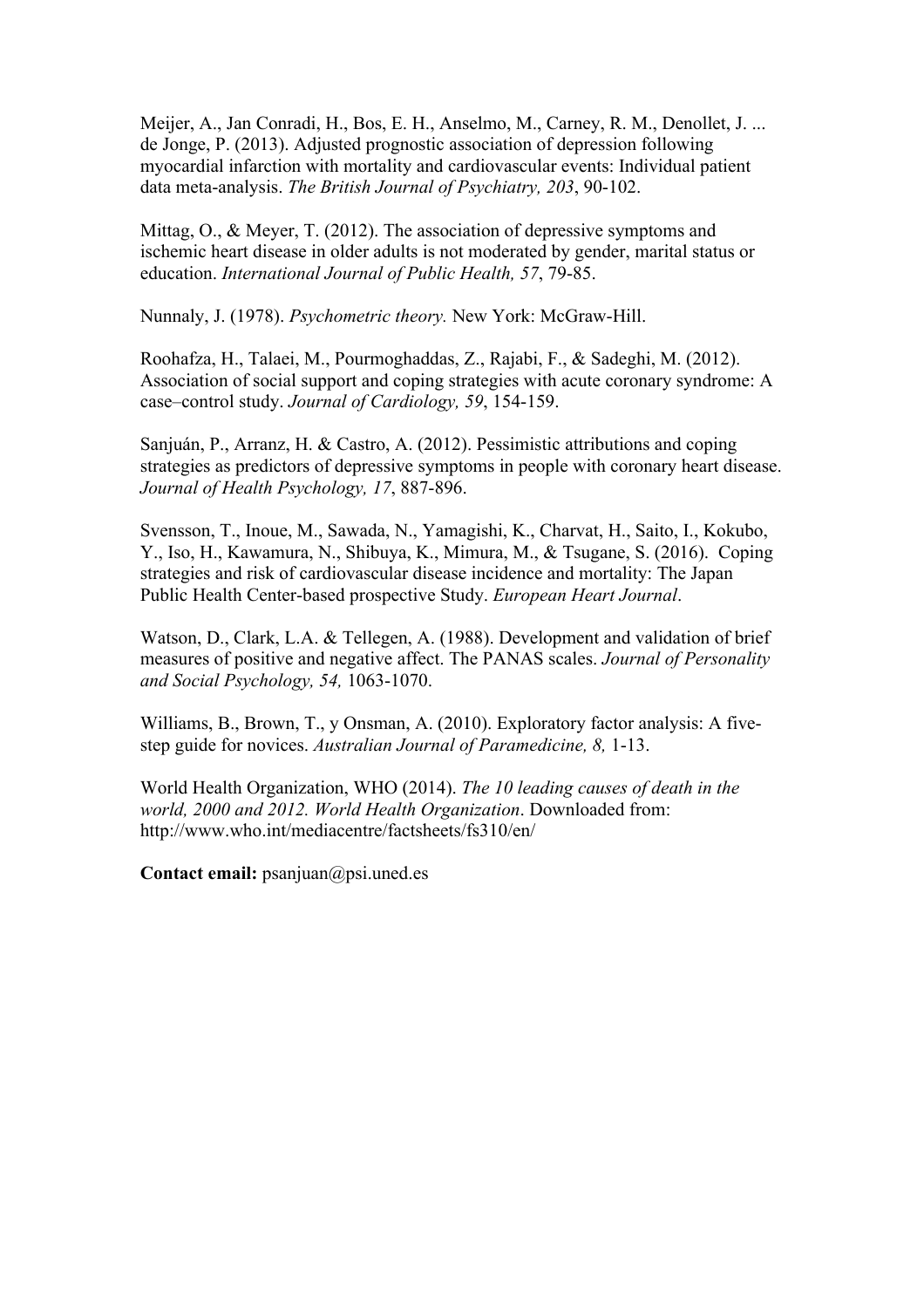Meijer, A., Jan Conradi, H., Bos, E. H., Anselmo, M., Carney, R. M., Denollet, J. ... de Jonge, P. (2013). Adjusted prognostic association of depression following myocardial infarction with mortality and cardiovascular events: Individual patient data meta-analysis. *The British Journal of Psychiatry, 203*, 90-102.

Mittag, O., & Meyer, T. (2012). The association of depressive symptoms and ischemic heart disease in older adults is not moderated by gender, marital status or education. *International Journal of Public Health, 57*, 79-85.

Nunnaly, J. (1978). *Psychometric theory.* New York: McGraw-Hill.

Roohafza, H., Talaei, M., Pourmoghaddas, Z., Rajabi, F., & Sadeghi, M. (2012). Association of social support and coping strategies with acute coronary syndrome: A case–control study. *Journal of Cardiology, 59*, 154-159.

Sanjuán, P., Arranz, H. & Castro, A. (2012). Pessimistic attributions and coping strategies as predictors of depressive symptoms in people with coronary heart disease. *Journal of Health Psychology, 17*, 887-896.

Svensson, T., Inoue, M., Sawada, N., Yamagishi, K., Charvat, H., Saito, I., Kokubo, Y., Iso, H., Kawamura, N., Shibuya, K., Mimura, M., & Tsugane, S. (2016). Coping strategies and risk of cardiovascular disease incidence and mortality: The Japan Public Health Center-based prospective Study. *European Heart Journal*.

Watson, D., Clark, L.A. & Tellegen, A. (1988). Development and validation of brief measures of positive and negative affect. The PANAS scales. *Journal of Personality and Social Psychology, 54,* 1063-1070.

Williams, B., Brown, T., y Onsman, A. (2010). Exploratory factor analysis: A five-step guide for novices. *Australian Journal of Paramedicine, 8,* 1-13.

World Health Organization, WHO (2014). *The 10 leading causes of death in the world, 2000 and 2012. World Health Organization*. Downloaded from: http://www.who.int/mediacentre/factsheets/fs310/en/

**Contact email:** psanjuan@psi.uned.es